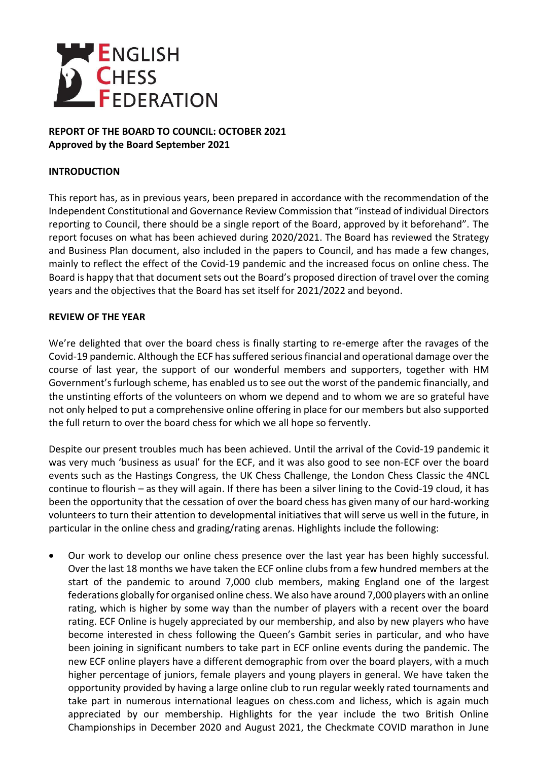ENGLISH CHESS FEDERATION

**REPORT OF THE BOARD TO COUNCIL: OCTOBER 2021**
**Approved by the Board September 2021**

## INTRODUCTION

This report has, as in previous years, been prepared in accordance with the recommendation of the Independent Constitutional and Governance Review Commission that "instead of individual Directors reporting to Council, there should be a single report of the Board, approved by it beforehand". The report focuses on what has been achieved during 2020/2021. The Board has reviewed the Strategy and Business Plan document, also included in the papers to Council, and has made a few changes, mainly to reflect the effect of the Covid-19 pandemic and the increased focus on online chess. The Board is happy that that document sets out the Board's proposed direction of travel over the coming years and the objectives that the Board has set itself for 2021/2022 and beyond.

## REVIEW OF THE YEAR

We're delighted that over the board chess is finally starting to re-emerge after the ravages of the Covid-19 pandemic. Although the ECF has suffered serious financial and operational damage over the course of last year, the support of our wonderful members and supporters, together with HM Government's furlough scheme, has enabled us to see out the worst of the pandemic financially, and the unstinting efforts of the volunteers on whom we depend and to whom we are so grateful have not only helped to put a comprehensive online offering in place for our members but also supported the full return to over the board chess for which we all hope so fervently.

Despite our present troubles much has been achieved. Until the arrival of the Covid-19 pandemic it was very much 'business as usual' for the ECF, and it was also good to see non-ECF over the board events such as the Hastings Congress, the UK Chess Challenge, the London Chess Classic the 4NCL continue to flourish – as they will again. If there has been a silver lining to the Covid-19 cloud, it has been the opportunity that the cessation of over the board chess has given many of our hard-working volunteers to turn their attention to developmental initiatives that will serve us well in the future, in particular in the online chess and grading/rating arenas. Highlights include the following:

- Our work to develop our online chess presence over the last year has been highly successful. Over the last 18 months we have taken the ECF online clubs from a few hundred members at the start of the pandemic to around 7,000 club members, making England one of the largest federations globally for organised online chess. We also have around 7,000 players with an online rating, which is higher by some way than the number of players with a recent over the board rating. ECF Online is hugely appreciated by our membership, and also by new players who have become interested in chess following the Queen's Gambit series in particular, and who have been joining in significant numbers to take part in ECF online events during the pandemic. The new ECF online players have a different demographic from over the board players, with a much higher percentage of juniors, female players and young players in general. We have taken the opportunity provided by having a large online club to run regular weekly rated tournaments and take part in numerous international leagues on chess.com and lichess, which is again much appreciated by our membership. Highlights for the year include the two British Online Championships in December 2020 and August 2021, the Checkmate COVID marathon in June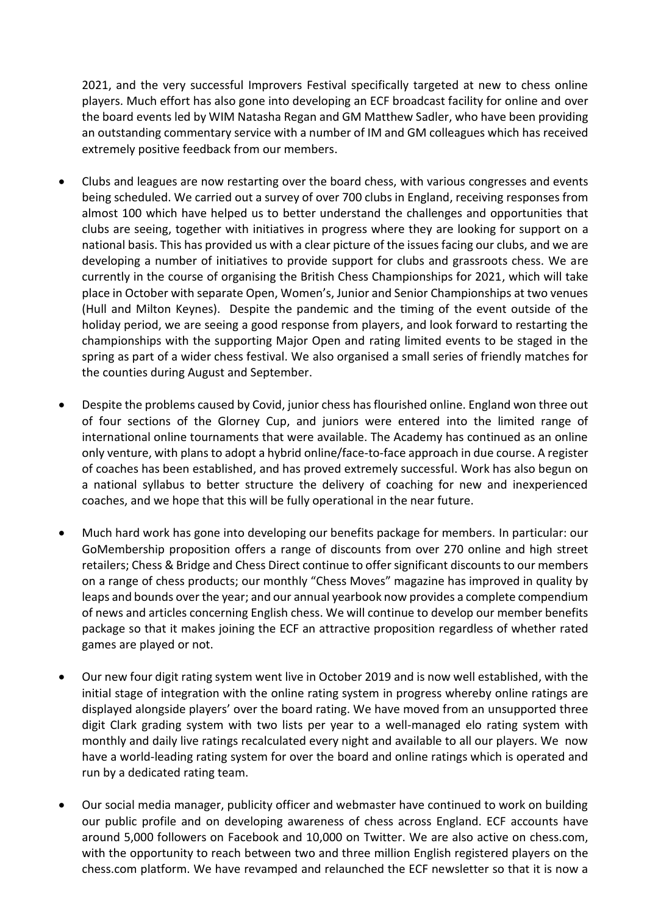2021, and the very successful Improvers Festival specifically targeted at new to chess online players. Much effort has also gone into developing an ECF broadcast facility for online and over the board events led by WIM Natasha Regan and GM Matthew Sadler, who have been providing an outstanding commentary service with a number of IM and GM colleagues which has received extremely positive feedback from our members.

- Clubs and leagues are now restarting over the board chess, with various congresses and events being scheduled. We carried out a survey of over 700 clubs in England, receiving responses from almost 100 which have helped us to better understand the challenges and opportunities that clubs are seeing, together with initiatives in progress where they are looking for support on a national basis. This has provided us with a clear picture of the issues facing our clubs, and we are developing a number of initiatives to provide support for clubs and grassroots chess. We are currently in the course of organising the British Chess Championships for 2021, which will take place in October with separate Open, Women's, Junior and Senior Championships at two venues (Hull and Milton Keynes). Despite the pandemic and the timing of the event outside of the holiday period, we are seeing a good response from players, and look forward to restarting the championships with the supporting Major Open and rating limited events to be staged in the spring as part of a wider chess festival. We also organised a small series of friendly matches for the counties during August and September.

- Despite the problems caused by Covid, junior chess has flourished online. England won three out of four sections of the Glorney Cup, and juniors were entered into the limited range of international online tournaments that were available. The Academy has continued as an online only venture, with plans to adopt a hybrid online/face-to-face approach in due course. A register of coaches has been established, and has proved extremely successful. Work has also begun on a national syllabus to better structure the delivery of coaching for new and inexperienced coaches, and we hope that this will be fully operational in the near future.

- Much hard work has gone into developing our benefits package for members. In particular: our GoMembership proposition offers a range of discounts from over 270 online and high street retailers; Chess & Bridge and Chess Direct continue to offer significant discounts to our members on a range of chess products; our monthly "Chess Moves" magazine has improved in quality by leaps and bounds over the year; and our annual yearbook now provides a complete compendium of news and articles concerning English chess. We will continue to develop our member benefits package so that it makes joining the ECF an attractive proposition regardless of whether rated games are played or not.

- Our new four digit rating system went live in October 2019 and is now well established, with the initial stage of integration with the online rating system in progress whereby online ratings are displayed alongside players' over the board rating. We have moved from an unsupported three digit Clark grading system with two lists per year to a well-managed elo rating system with monthly and daily live ratings recalculated every night and available to all our players. We now have a world-leading rating system for over the board and online ratings which is operated and run by a dedicated rating team.

- Our social media manager, publicity officer and webmaster have continued to work on building our public profile and on developing awareness of chess across England. ECF accounts have around 5,000 followers on Facebook and 10,000 on Twitter. We are also active on chess.com, with the opportunity to reach between two and three million English registered players on the chess.com platform. We have revamped and relaunched the ECF newsletter so that it is now a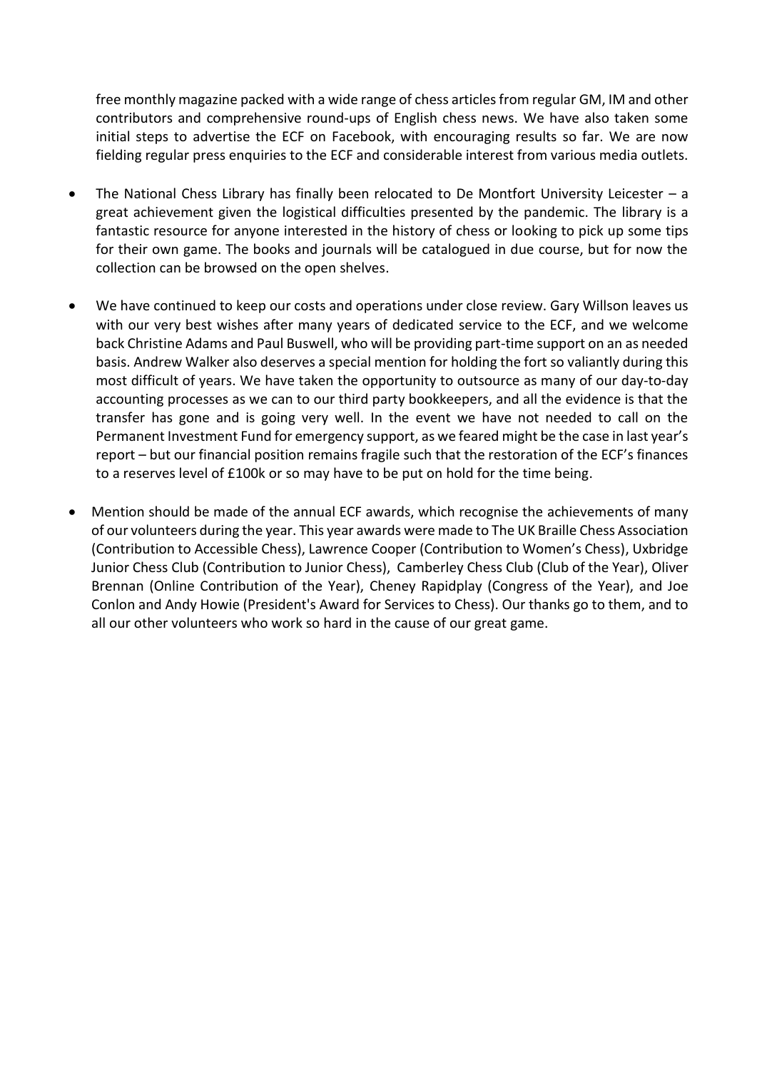free monthly magazine packed with a wide range of chess articles from regular GM, IM and other contributors and comprehensive round-ups of English chess news. We have also taken some initial steps to advertise the ECF on Facebook, with encouraging results so far. We are now fielding regular press enquiries to the ECF and considerable interest from various media outlets.

- The National Chess Library has finally been relocated to De Montfort University Leicester – a great achievement given the logistical difficulties presented by the pandemic. The library is a fantastic resource for anyone interested in the history of chess or looking to pick up some tips for their own game. The books and journals will be catalogued in due course, but for now the collection can be browsed on the open shelves.

- We have continued to keep our costs and operations under close review. Gary Willson leaves us with our very best wishes after many years of dedicated service to the ECF, and we welcome back Christine Adams and Paul Buswell, who will be providing part-time support on an as needed basis. Andrew Walker also deserves a special mention for holding the fort so valiantly during this most difficult of years. We have taken the opportunity to outsource as many of our day-to-day accounting processes as we can to our third party bookkeepers, and all the evidence is that the transfer has gone and is going very well. In the event we have not needed to call on the Permanent Investment Fund for emergency support, as we feared might be the case in last year's report – but our financial position remains fragile such that the restoration of the ECF's finances to a reserves level of £100k or so may have to be put on hold for the time being.

- Mention should be made of the annual ECF awards, which recognise the achievements of many of our volunteers during the year. This year awards were made to The UK Braille Chess Association (Contribution to Accessible Chess), Lawrence Cooper (Contribution to Women's Chess), Uxbridge Junior Chess Club (Contribution to Junior Chess), Camberley Chess Club (Club of the Year), Oliver Brennan (Online Contribution of the Year), Cheney Rapidplay (Congress of the Year), and Joe Conlon and Andy Howie (President's Award for Services to Chess). Our thanks go to them, and to all our other volunteers who work so hard in the cause of our great game.